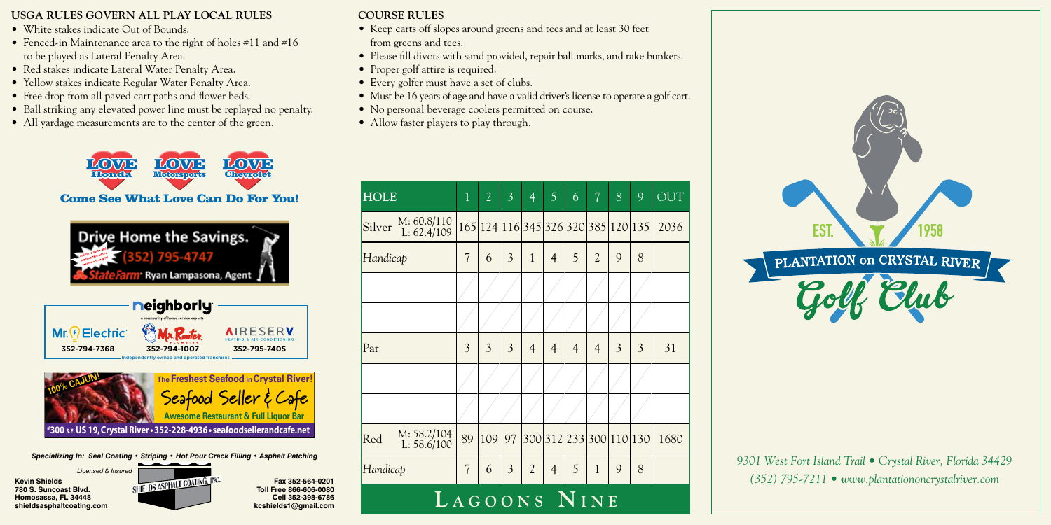## USGA RULES GOVERN ALL PLAY LOCAL RULES

- White stakes indicate Out of Bounds.
- Fenced-in Maintenance area to the right of holes #11 and #16 to be played as Lateral Penalty Area.
- Red stakes indicate Lateral Water Penalty Area.
- Yellow stakes indicate Regular Water Penalty Area.
- Free drop from all paved cart paths and flower beds.
- Ball striking any elevated power line must be replayed no penalty.
- All yardage measurements are to the center of the green.

LOVE Honda · LOVE Motorsports · LOVE Chevrolet

**Come See What Love Can Do For You!**

**Drive Home the Savings.** (352) 795-4747
State Farm® Ryan Lampasona, Agent

**neighborly** — a community of home service experts

Mr. Electric® 352-794-7368 | Mr. Rooter Plumbing 352-794-1007 | AIRESERV Heating & Air Conditioning 352-795-7405

Independently owned and operated franchises

**100% CAJUN!** **The Freshest Seafood in Crystal River!**
Seafood Seller & Cafe
**Awesome Restaurant & Full Liquor Bar**
#300 S.E. US 19, Crystal River • 352-228-4936 • seafoodsellerandcafe.net

*Specializing In: Seal Coating • Striping • Hot Pour Crack Filling • Asphalt Patching*

*Licensed & Insured*

SHIELDS ASPHALT COATING, INC.

**Kevin Shields**
**780 S. Suncoast Blvd.**
**Homosassa, FL 34448**
**shieldsasphaltcoating.com**

**Fax 352-564-0201**
**Toll Free 866-606-0080**
**Cell 352-398-6786**
**kcshields1@gmail.com**

## COURSE RULES

- Keep carts off slopes around greens and tees and at least 30 feet from greens and tees.
- Please fill divots with sand provided, repair ball marks, and rake bunkers.
- Proper golf attire is required.
- Every golfer must have a set of clubs.
- Must be 16 years of age and have a valid driver's license to operate a golf cart.
- No personal beverage coolers permitted on course.
- Allow faster players to play through.

| HOLE | 1 | 2 | 3 | 4 | 5 | 6 | 7 | 8 | 9 | OUT |
|---|---|---|---|---|---|---|---|---|---|---|
| Silver M: 60.8/110 L: 62.4/109 | 165 | 124 | 116 | 345 | 326 | 320 | 385 | 120 | 135 | 2036 |
| *Handicap* | 7 | 6 | 3 | 1 | 4 | 5 | 2 | 9 | 8 | |
| | | | | | | | | | | |
| | | | | | | | | | | |
| Par | 3 | 3 | 3 | 4 | 4 | 4 | 4 | 3 | 3 | 31 |
| | | | | | | | | | | |
| | | | | | | | | | | |
| Red M: 58.2/104 L: 58.6/100 | 89 | 109 | 97 | 300 | 312 | 233 | 300 | 110 | 130 | 1680 |
| *Handicap* | 7 | 6 | 3 | 2 | 4 | 5 | 1 | 9 | 8 | |

# LAGOONS NINE

EST. 1958
PLANTATION on CRYSTAL RIVER
Golf Club

*9301 West Fort Island Trail • Crystal River, Florida 34429*
*(352) 795-7211 • www.plantationoncrystalriver.com*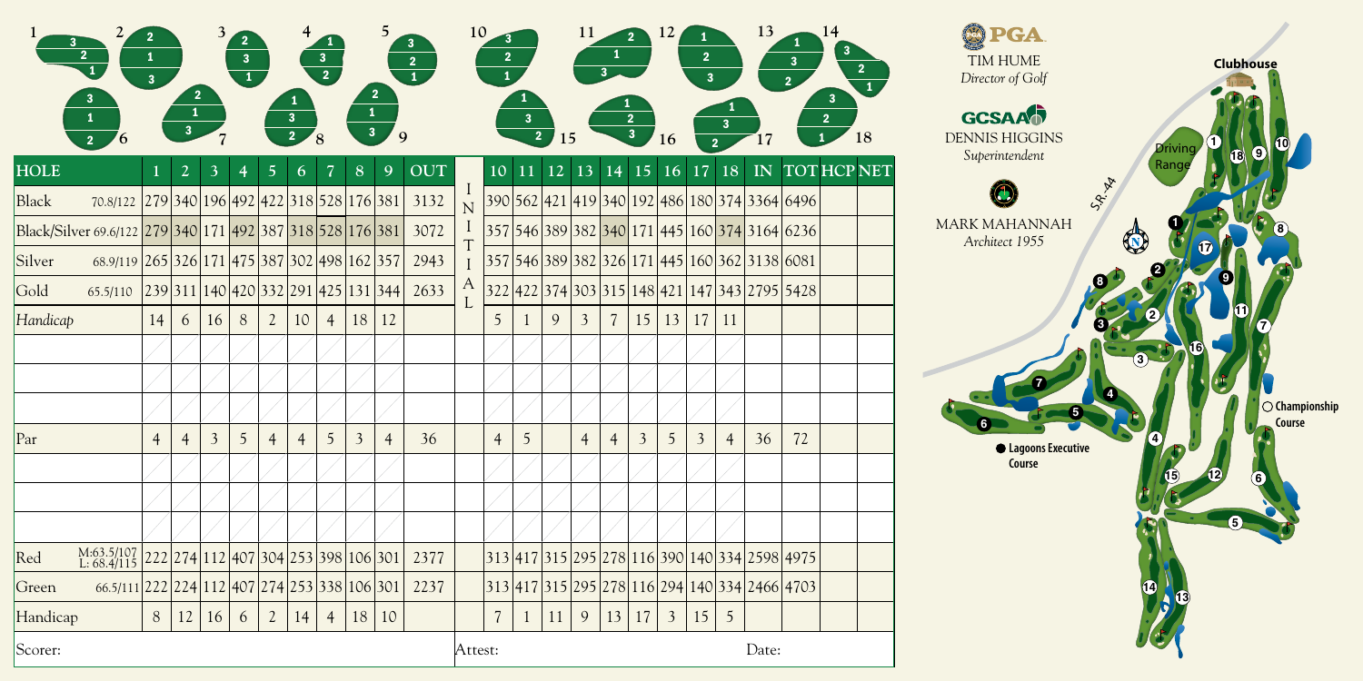| HOLE | 1 | 2 | 3 | 4 | 5 | 6 | 7 | 8 | 9 | OUT | INITIAL | 10 | 11 | 12 | 13 | 14 | 15 | 16 | 17 | 18 | IN | TOT | HCP | NET |
|---|---|---|---|---|---|---|---|---|---|---|---|---|---|---|---|---|---|---|---|---|---|---|---|---|
| Black 70.8/122 | 279 | 340 | 196 | 492 | 422 | 318 | 528 | 176 | 381 | 3132 | | 390 | 562 | 421 | 419 | 340 | 192 | 486 | 180 | 374 | 3364 | 6496 | | |
| Black/Silver 69.6/122 | 279 | 340 | 171 | 492 | 387 | 318 | 528 | 176 | 381 | 3072 | | 357 | 546 | 389 | 382 | 340 | 171 | 445 | 160 | 374 | 3164 | 6236 | | |
| Silver 68.9/119 | 265 | 326 | 171 | 475 | 387 | 302 | 498 | 162 | 357 | 2943 | | 357 | 546 | 389 | 382 | 326 | 171 | 445 | 160 | 362 | 3138 | 6081 | | |
| Gold 65.5/110 | 239 | 311 | 140 | 420 | 332 | 291 | 425 | 131 | 344 | 2633 | | 322 | 422 | 374 | 303 | 315 | 148 | 421 | 147 | 343 | 2795 | 5428 | | |
| *Handicap* | 14 | 6 | 16 | 8 | 2 | 10 | 4 | 18 | 12 | | | 5 | 1 | 9 | 3 | 7 | 15 | 13 | 17 | 11 | | | | |
| | | | | | | | | | | | | | | | | | | | | | | | | |
| | | | | | | | | | | | | | | | | | | | | | | | | |
| | | | | | | | | | | | | | | | | | | | | | | | | |
| Par | 4 | 4 | 3 | 5 | 4 | 4 | 5 | 3 | 4 | 36 | | 4 | 5 | | 4 | 4 | 3 | 5 | 3 | 4 | 36 | 72 | | |
| | | | | | | | | | | | | | | | | | | | | | | | | |
| | | | | | | | | | | | | | | | | | | | | | | | | |
| | | | | | | | | | | | | | | | | | | | | | | | | |
| Red M:63.5/107 L: 68.4/115 | 222 | 274 | 112 | 407 | 304 | 253 | 398 | 106 | 301 | 2377 | | 313 | 417 | 315 | 295 | 278 | 116 | 390 | 140 | 334 | 2598 | 4975 | | |
| Green 66.5/111 | 222 | 224 | 112 | 407 | 274 | 253 | 338 | 106 | 301 | 2237 | | 313 | 417 | 315 | 295 | 278 | 116 | 294 | 140 | 334 | 2466 | 4703 | | |
| Handicap | 8 | 12 | 16 | 6 | 2 | 14 | 4 | 18 | 10 | | | 7 | 1 | 11 | 9 | 13 | 17 | 3 | 15 | 5 | | | | |

Scorer: Attest: Date:

PGA
TIM HUME
*Director of Golf*

GCSAA
DENNIS HIGGINS
*Superintendent*

MARK MAHANNAH
*Architect 1955*

Clubhouse
Driving Range
S.R.-44
Championship Course
Lagoons Executive Course